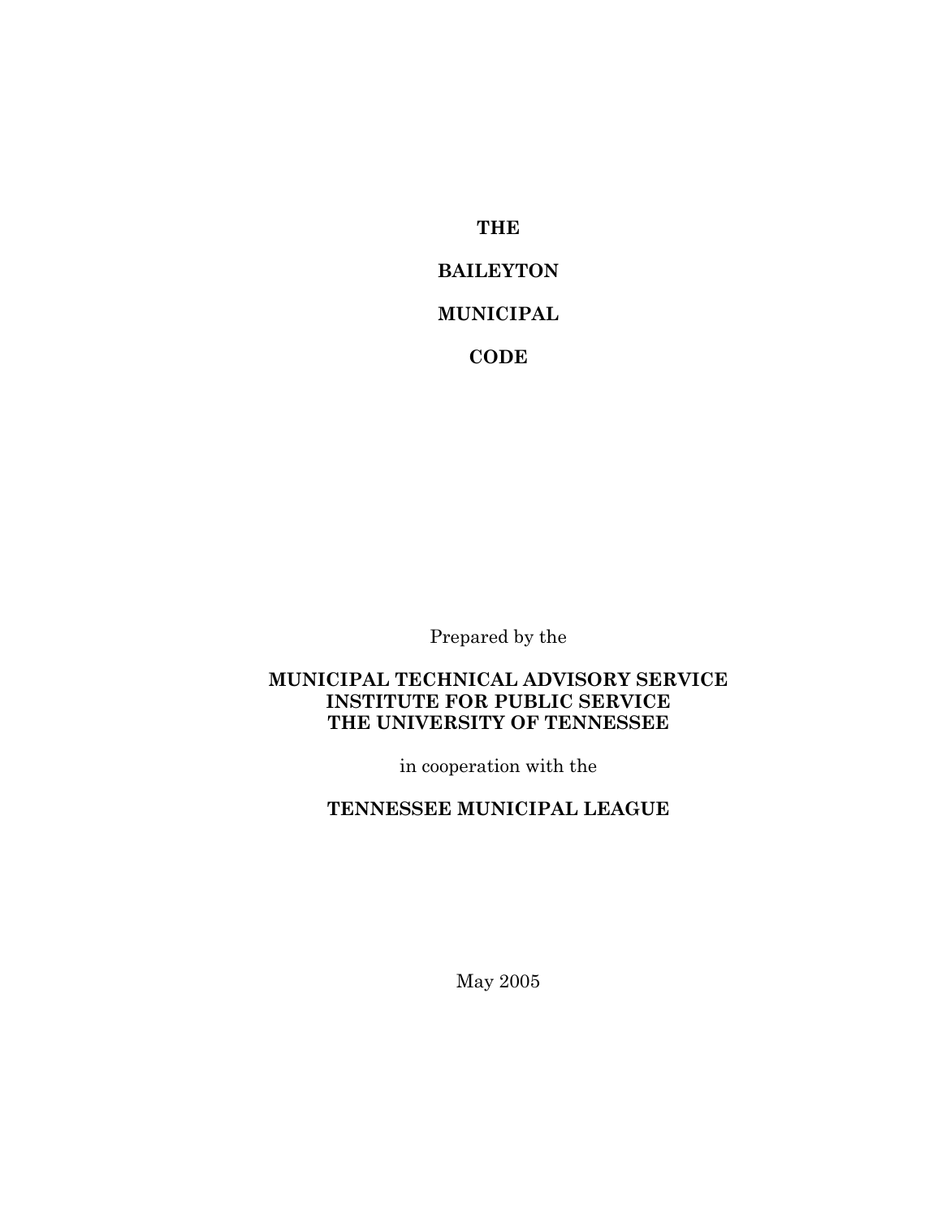# THE

# BAILEYTON

# MUNICIPAL

# CODE

Prepared by the

**MUNICIPAL TECHNICAL ADVISORY SERVICE**
**INSTITUTE FOR PUBLIC SERVICE**
**THE UNIVERSITY OF TENNESSEE**

in cooperation with the

**TENNESSEE MUNICIPAL LEAGUE**

May 2005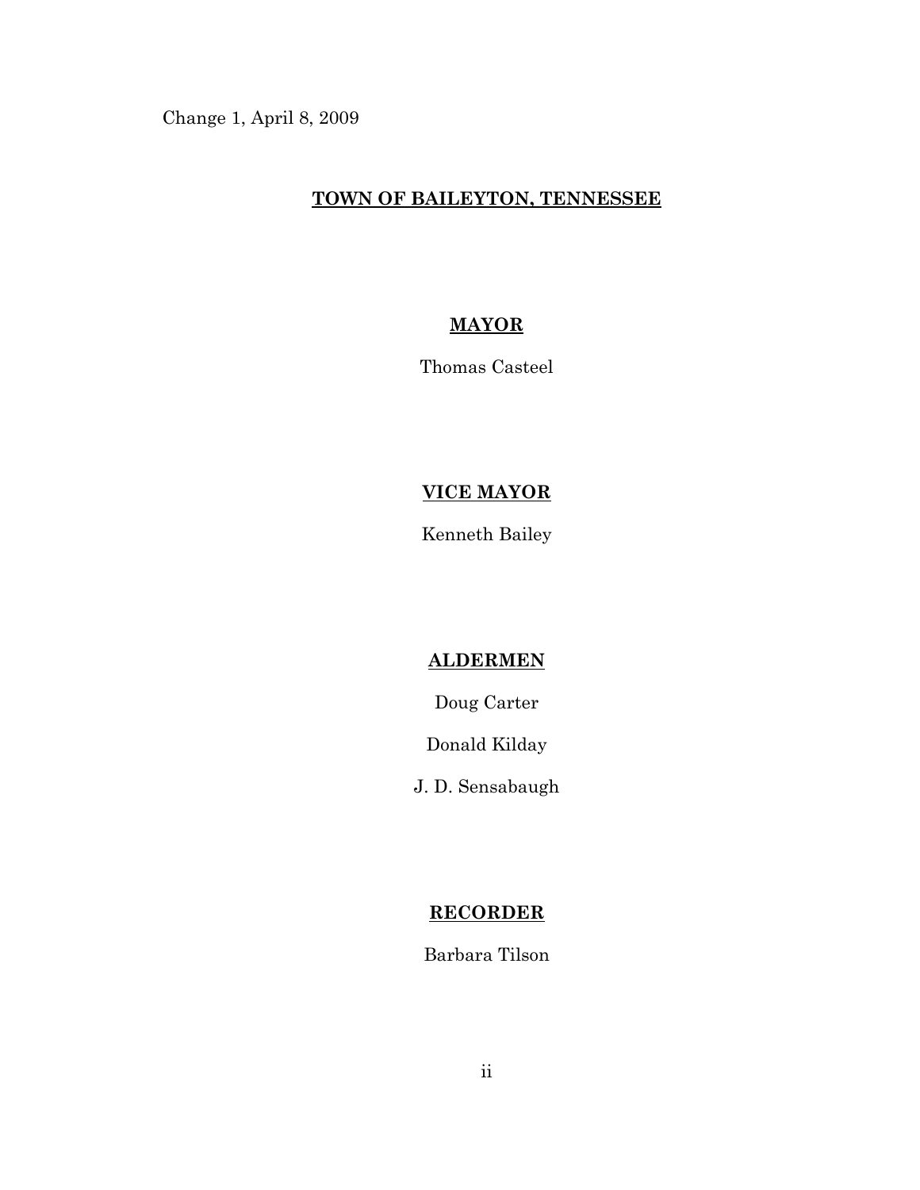Change 1, April 8, 2009

# TOWN OF BAILEYTON, TENNESSEE

## MAYOR

Thomas Casteel

## VICE MAYOR

Kenneth Bailey

## ALDERMEN

Doug Carter

Donald Kilday

J. D. Sensabaugh

## RECORDER

Barbara Tilson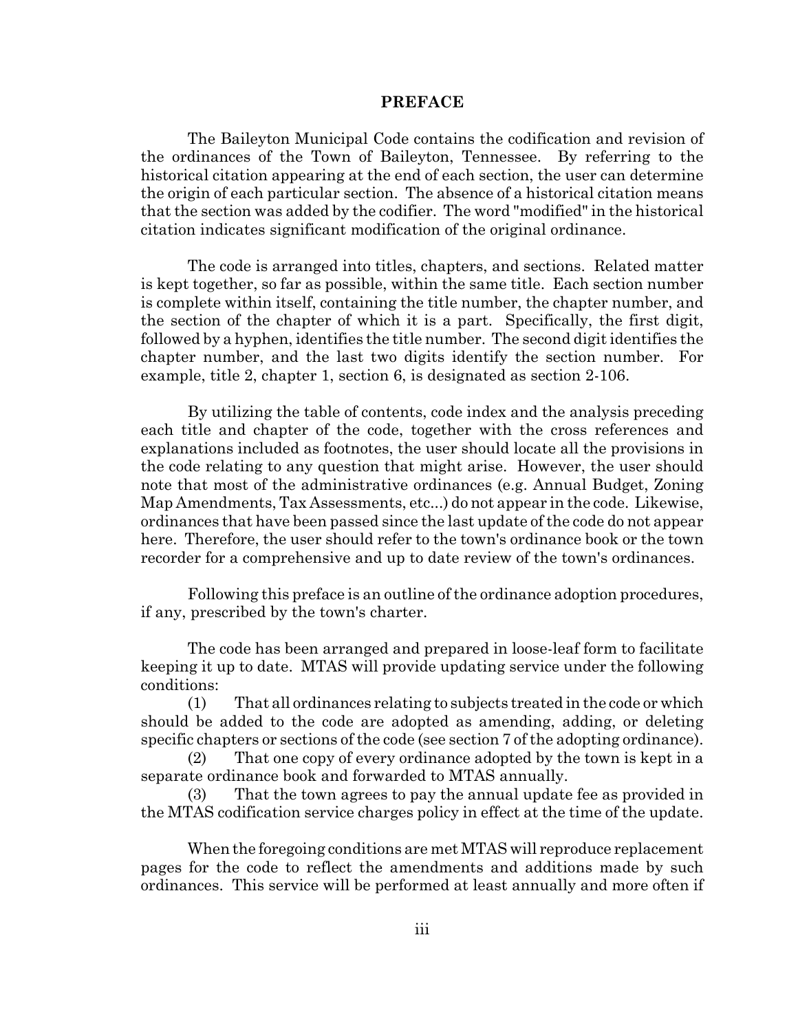# PREFACE

The Baileyton Municipal Code contains the codification and revision of the ordinances of the Town of Baileyton, Tennessee. By referring to the historical citation appearing at the end of each section, the user can determine the origin of each particular section. The absence of a historical citation means that the section was added by the codifier. The word "modified" in the historical citation indicates significant modification of the original ordinance.

The code is arranged into titles, chapters, and sections. Related matter is kept together, so far as possible, within the same title. Each section number is complete within itself, containing the title number, the chapter number, and the section of the chapter of which it is a part. Specifically, the first digit, followed by a hyphen, identifies the title number. The second digit identifies the chapter number, and the last two digits identify the section number. For example, title 2, chapter 1, section 6, is designated as section 2-106.

By utilizing the table of contents, code index and the analysis preceding each title and chapter of the code, together with the cross references and explanations included as footnotes, the user should locate all the provisions in the code relating to any question that might arise. However, the user should note that most of the administrative ordinances (e.g. Annual Budget, Zoning Map Amendments, Tax Assessments, etc...) do not appear in the code. Likewise, ordinances that have been passed since the last update of the code do not appear here. Therefore, the user should refer to the town's ordinance book or the town recorder for a comprehensive and up to date review of the town's ordinances.

Following this preface is an outline of the ordinance adoption procedures, if any, prescribed by the town's charter.

The code has been arranged and prepared in loose-leaf form to facilitate keeping it up to date. MTAS will provide updating service under the following conditions:

(1) That all ordinances relating to subjects treated in the code or which should be added to the code are adopted as amending, adding, or deleting specific chapters or sections of the code (see section 7 of the adopting ordinance).

(2) That one copy of every ordinance adopted by the town is kept in a separate ordinance book and forwarded to MTAS annually.

(3) That the town agrees to pay the annual update fee as provided in the MTAS codification service charges policy in effect at the time of the update.

When the foregoing conditions are met MTAS will reproduce replacement pages for the code to reflect the amendments and additions made by such ordinances. This service will be performed at least annually and more often if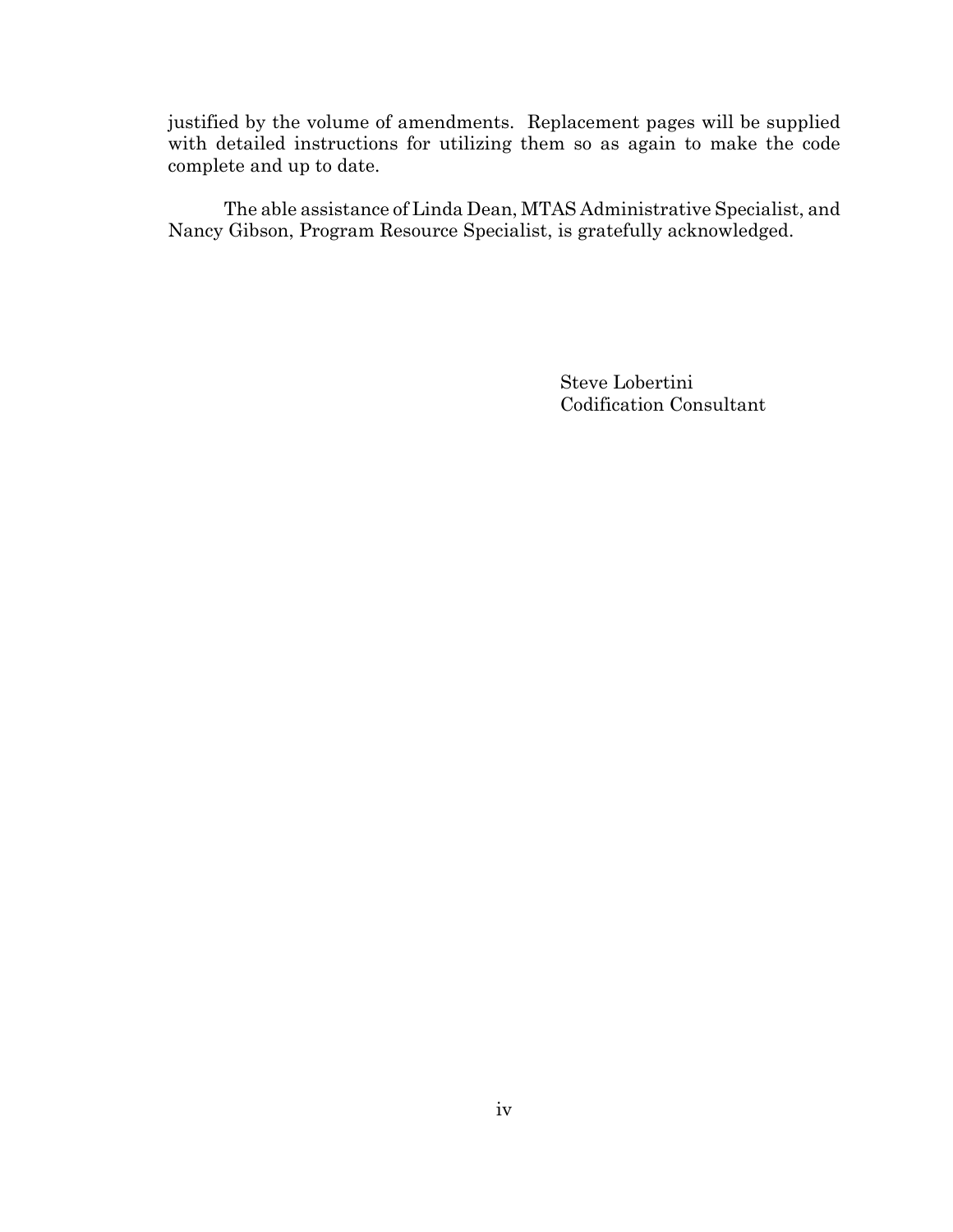justified by the volume of amendments. Replacement pages will be supplied with detailed instructions for utilizing them so as again to make the code complete and up to date.

The able assistance of Linda Dean, MTAS Administrative Specialist, and Nancy Gibson, Program Resource Specialist, is gratefully acknowledged.

Steve Lobertini
Codification Consultant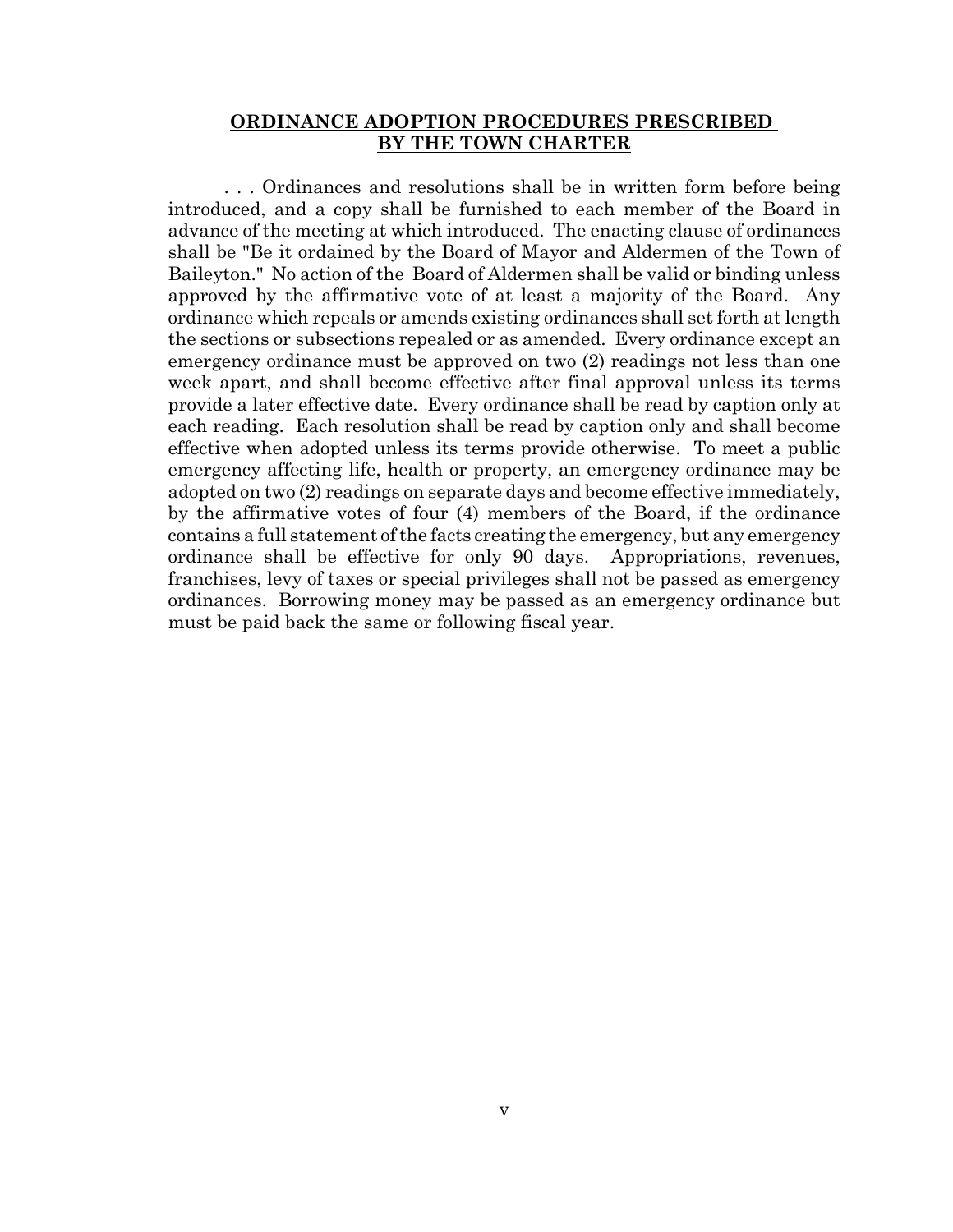## ORDINANCE ADOPTION PROCEDURES PRESCRIBED BY THE TOWN CHARTER

. . . Ordinances and resolutions shall be in written form before being introduced, and a copy shall be furnished to each member of the Board in advance of the meeting at which introduced. The enacting clause of ordinances shall be "Be it ordained by the Board of Mayor and Aldermen of the Town of Baileyton." No action of the Board of Aldermen shall be valid or binding unless approved by the affirmative vote of at least a majority of the Board. Any ordinance which repeals or amends existing ordinances shall set forth at length the sections or subsections repealed or as amended. Every ordinance except an emergency ordinance must be approved on two (2) readings not less than one week apart, and shall become effective after final approval unless its terms provide a later effective date. Every ordinance shall be read by caption only at each reading. Each resolution shall be read by caption only and shall become effective when adopted unless its terms provide otherwise. To meet a public emergency affecting life, health or property, an emergency ordinance may be adopted on two (2) readings on separate days and become effective immediately, by the affirmative votes of four (4) members of the Board, if the ordinance contains a full statement of the facts creating the emergency, but any emergency ordinance shall be effective for only 90 days. Appropriations, revenues, franchises, levy of taxes or special privileges shall not be passed as emergency ordinances. Borrowing money may be passed as an emergency ordinance but must be paid back the same or following fiscal year.